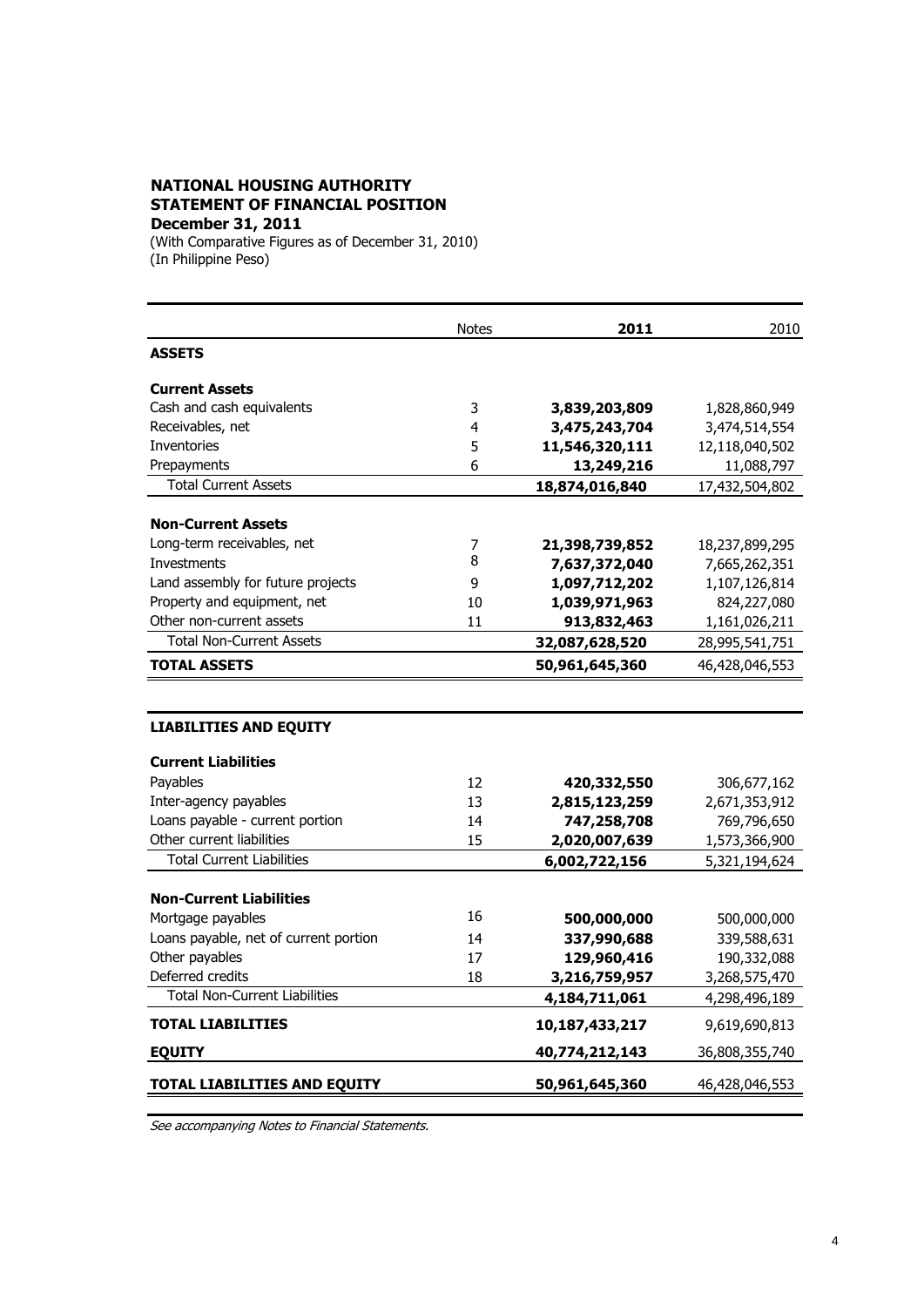**NATIONAL HOUSING AUTHORITY**
**STATEMENT OF FINANCIAL POSITION**
**December 31, 2011**
(With Comparative Figures as of December 31, 2010)
(In Philippine Peso)

| | Notes | **2011** | 2010 |
|---|---|---|---|
| **ASSETS** | | | |
| **Current Assets** | | | |
| Cash and cash equivalents | 3 | **3,839,203,809** | 1,828,860,949 |
| Receivables, net | 4 | **3,475,243,704** | 3,474,514,554 |
| Inventories | 5 | **11,546,320,111** | 12,118,040,502 |
| Prepayments | 6 | **13,249,216** | 11,088,797 |
| Total Current Assets | | **18,874,016,840** | 17,432,504,802 |
| **Non-Current Assets** | | | |
| Long-term receivables, net | 7 | **21,398,739,852** | 18,237,899,295 |
| Investments | 8 | **7,637,372,040** | 7,665,262,351 |
| Land assembly for future projects | 9 | **1,097,712,202** | 1,107,126,814 |
| Property and equipment, net | 10 | **1,039,971,963** | 824,227,080 |
| Other non-current assets | 11 | **913,832,463** | 1,161,026,211 |
| Total Non-Current Assets | | **32,087,628,520** | 28,995,541,751 |
| **TOTAL ASSETS** | | **50,961,645,360** | 46,428,046,553 |
| **LIABILITIES AND EQUITY** | | | |
| **Current Liabilities** | | | |
| Payables | 12 | **420,332,550** | 306,677,162 |
| Inter-agency payables | 13 | **2,815,123,259** | 2,671,353,912 |
| Loans payable - current portion | 14 | **747,258,708** | 769,796,650 |
| Other current liabilities | 15 | **2,020,007,639** | 1,573,366,900 |
| Total Current Liabilities | | **6,002,722,156** | 5,321,194,624 |
| **Non-Current Liabilities** | | | |
| Mortgage payables | 16 | **500,000,000** | 500,000,000 |
| Loans payable, net of current portion | 14 | **337,990,688** | 339,588,631 |
| Other payables | 17 | **129,960,416** | 190,332,088 |
| Deferred credits | 18 | **3,216,759,957** | 3,268,575,470 |
| Total Non-Current Liabilities | | **4,184,711,061** | 4,298,496,189 |
| **TOTAL LIABILITIES** | | **10,187,433,217** | 9,619,690,813 |
| **EQUITY** | | **40,774,212,143** | 36,808,355,740 |
| **TOTAL LIABILITIES AND EQUITY** | | **50,961,645,360** | 46,428,046,553 |

*See accompanying Notes to Financial Statements.*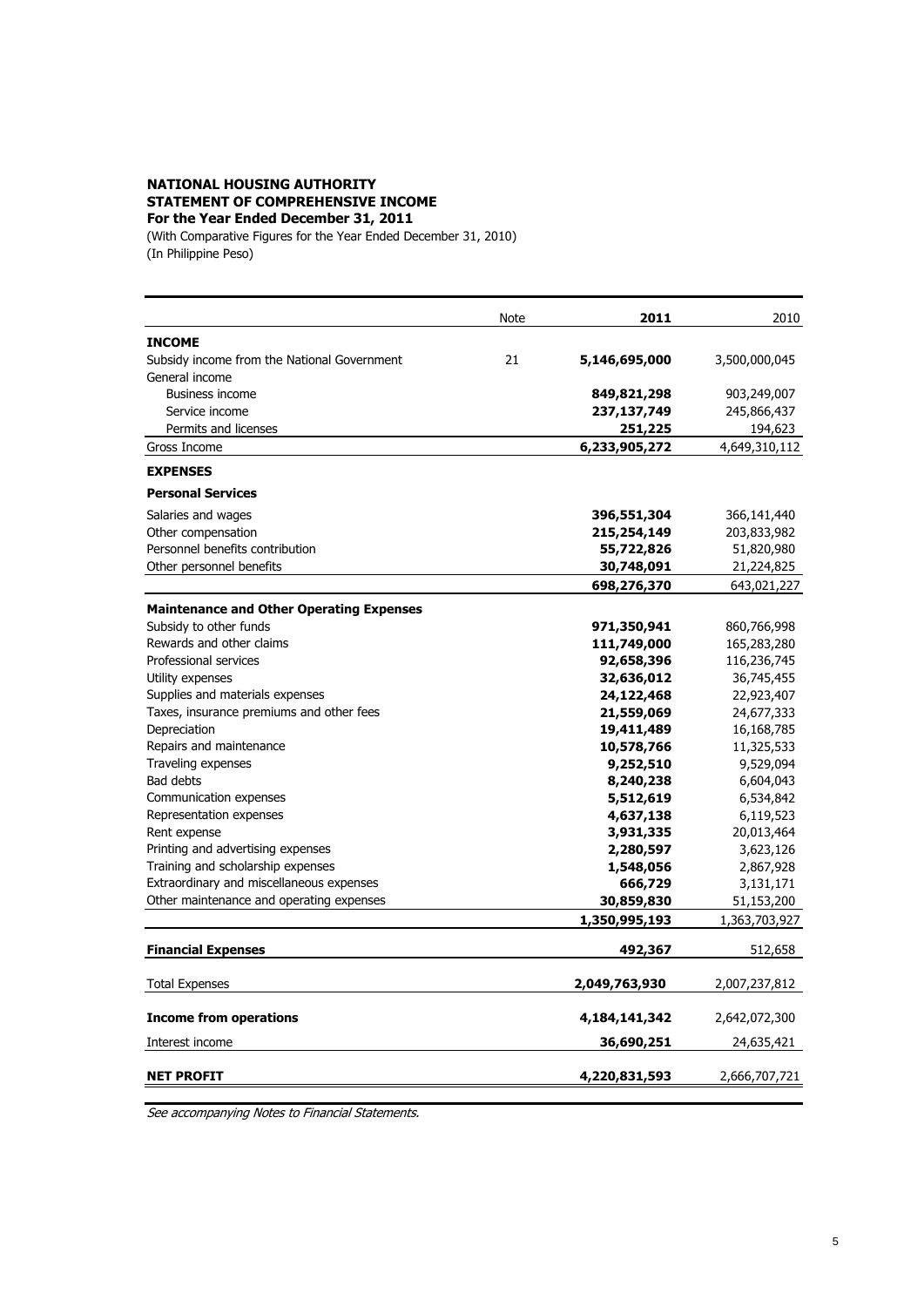**NATIONAL HOUSING AUTHORITY**
**STATEMENT OF COMPREHENSIVE INCOME**
**For the Year Ended December 31, 2011**
(With Comparative Figures for the Year Ended December 31, 2010)
(In Philippine Peso)

| | Note | 2011 | 2010 |
|---|---|---|---|
| **INCOME** | | | |
| Subsidy income from the National Government | 21 | **5,146,695,000** | 3,500,000,045 |
| General income | | | |
| Business income | | **849,821,298** | 903,249,007 |
| Service income | | **237,137,749** | 245,866,437 |
| Permits and licenses | | **251,225** | 194,623 |
| Gross Income | | **6,233,905,272** | 4,649,310,112 |
| **EXPENSES** | | | |
| **Personal Services** | | | |
| Salaries and wages | | **396,551,304** | 366,141,440 |
| Other compensation | | **215,254,149** | 203,833,982 |
| Personnel benefits contribution | | **55,722,826** | 51,820,980 |
| Other personnel benefits | | **30,748,091** | 21,224,825 |
| | | **698,276,370** | 643,021,227 |
| **Maintenance and Other Operating Expenses** | | | |
| Subsidy to other funds | | **971,350,941** | 860,766,998 |
| Rewards and other claims | | **111,749,000** | 165,283,280 |
| Professional services | | **92,658,396** | 116,236,745 |
| Utility expenses | | **32,636,012** | 36,745,455 |
| Supplies and materials expenses | | **24,122,468** | 22,923,407 |
| Taxes, insurance premiums and other fees | | **21,559,069** | 24,677,333 |
| Depreciation | | **19,411,489** | 16,168,785 |
| Repairs and maintenance | | **10,578,766** | 11,325,533 |
| Traveling expenses | | **9,252,510** | 9,529,094 |
| Bad debts | | **8,240,238** | 6,604,043 |
| Communication expenses | | **5,512,619** | 6,534,842 |
| Representation expenses | | **4,637,138** | 6,119,523 |
| Rent expense | | **3,931,335** | 20,013,464 |
| Printing and advertising expenses | | **2,280,597** | 3,623,126 |
| Training and scholarship expenses | | **1,548,056** | 2,867,928 |
| Extraordinary and miscellaneous expenses | | **666,729** | 3,131,171 |
| Other maintenance and operating expenses | | **30,859,830** | 51,153,200 |
| | | **1,350,995,193** | 1,363,703,927 |
| **Financial Expenses** | | **492,367** | 512,658 |
| Total Expenses | | **2,049,763,930** | 2,007,237,812 |
| **Income from operations** | | **4,184,141,342** | 2,642,072,300 |
| Interest income | | **36,690,251** | 24,635,421 |
| **NET PROFIT** | | **4,220,831,593** | 2,666,707,721 |

*See accompanying Notes to Financial Statements.*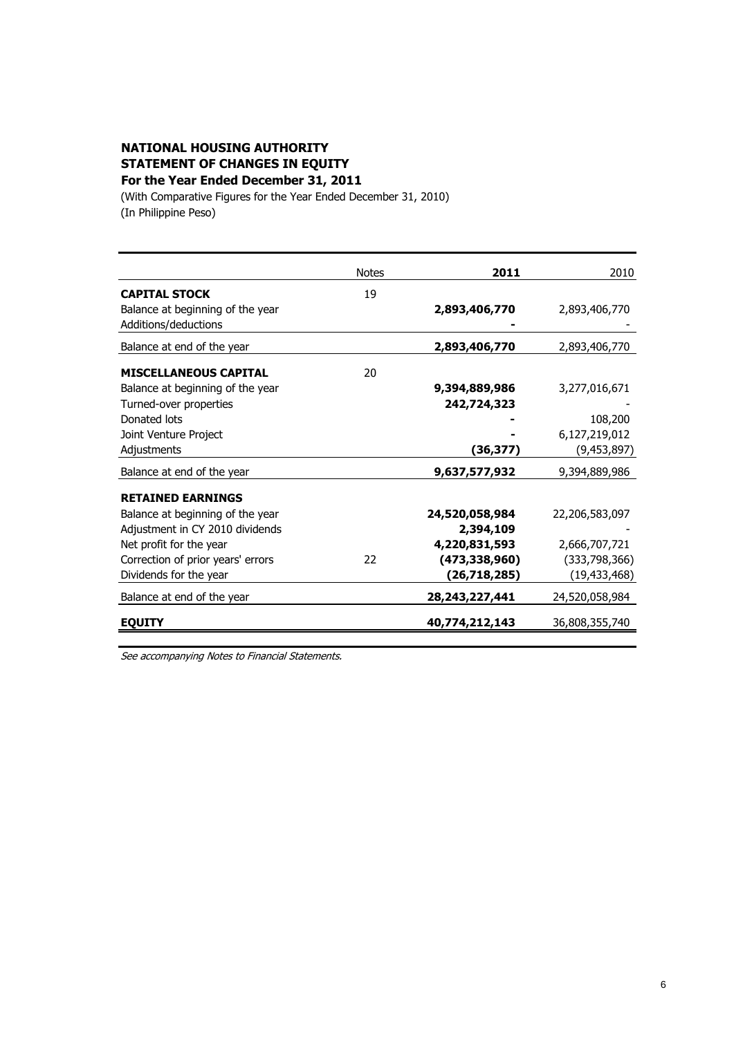# NATIONAL HOUSING AUTHORITY
## STATEMENT OF CHANGES IN EQUITY
### For the Year Ended December 31, 2011

(With Comparative Figures for the Year Ended December 31, 2010)
(In Philippine Peso)

| | Notes | 2011 | 2010 |
|---|---|---|---|
| **CAPITAL STOCK** | 19 | | |
| Balance at beginning of the year | | **2,893,406,770** | 2,893,406,770 |
| Additions/deductions | | **-** | - |
| Balance at end of the year | | **2,893,406,770** | 2,893,406,770 |
| **MISCELLANEOUS CAPITAL** | 20 | | |
| Balance at beginning of the year | | **9,394,889,986** | 3,277,016,671 |
| Turned-over properties | | **242,724,323** | - |
| Donated lots | | **-** | 108,200 |
| Joint Venture Project | | **-** | 6,127,219,012 |
| Adjustments | | **(36,377)** | (9,453,897) |
| Balance at end of the year | | **9,637,577,932** | 9,394,889,986 |
| **RETAINED EARNINGS** | | | |
| Balance at beginning of the year | | **24,520,058,984** | 22,206,583,097 |
| Adjustment in CY 2010 dividends | | **2,394,109** | - |
| Net profit for the year | | **4,220,831,593** | 2,666,707,721 |
| Correction of prior years' errors | 22 | **(473,338,960)** | (333,798,366) |
| Dividends for the year | | **(26,718,285)** | (19,433,468) |
| Balance at end of the year | | **28,243,227,441** | 24,520,058,984 |
| **EQUITY** | | **40,774,212,143** | 36,808,355,740 |

*See accompanying Notes to Financial Statements.*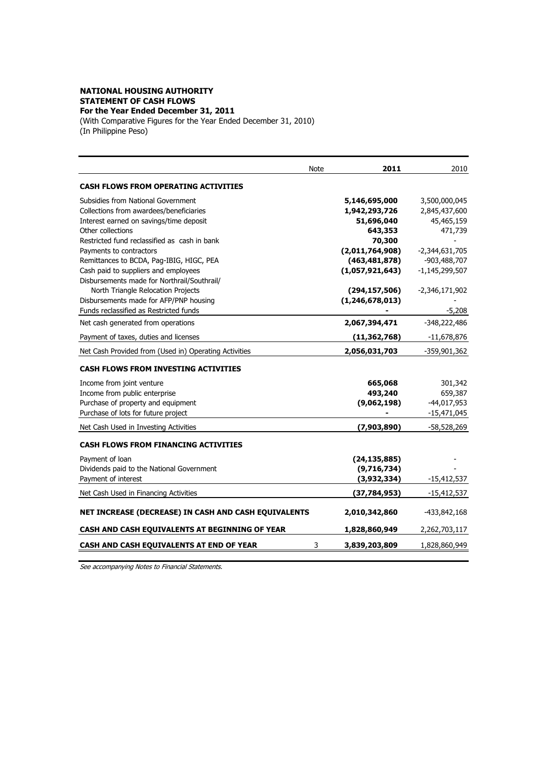**NATIONAL HOUSING AUTHORITY**
**STATEMENT OF CASH FLOWS**
**For the Year Ended December 31, 2011**
(With Comparative Figures for the Year Ended December 31, 2010)
(In Philippine Peso)

| | Note | **2011** | 2010 |
|---|---|---|---|
| **CASH FLOWS FROM OPERATING ACTIVITIES** | | | |
| Subsidies from National Government | | **5,146,695,000** | 3,500,000,045 |
| Collections from awardees/beneficiaries | | **1,942,293,726** | 2,845,437,600 |
| Interest earned on savings/time deposit | | **51,696,040** | 45,465,159 |
| Other collections | | **643,353** | 471,739 |
| Restricted fund reclassified as cash in bank | | **70,300** | - |
| Payments to contractors | | **(2,011,764,908)** | -2,344,631,705 |
| Remittances to BCDA, Pag-IBIG, HIGC, PEA | | **(463,481,878)** | -903,488,707 |
| Cash paid to suppliers and employees | | **(1,057,921,643)** | -1,145,299,507 |
| Disbursements made for Northrail/Southrail/ North Triangle Relocation Projects | | **(294,157,506)** | -2,346,171,902 |
| Disbursements made for AFP/PNP housing | | **(1,246,678,013)** | - |
| Funds reclassified as Restricted funds | | **-** | -5,208 |
| Net cash generated from operations | | **2,067,394,471** | -348,222,486 |
| Payment of taxes, duties and licenses | | **(11,362,768)** | -11,678,876 |
| Net Cash Provided from (Used in) Operating Activities | | **2,056,031,703** | -359,901,362 |
| **CASH FLOWS FROM INVESTING ACTIVITIES** | | | |
| Income from joint venture | | **665,068** | 301,342 |
| Income from public enterprise | | **493,240** | 659,387 |
| Purchase of property and equipment | | **(9,062,198)** | -44,017,953 |
| Purchase of lots for future project | | **-** | -15,471,045 |
| Net Cash Used in Investing Activities | | **(7,903,890)** | -58,528,269 |
| **CASH FLOWS FROM FINANCING ACTIVITIES** | | | |
| Payment of loan | | **(24,135,885)** | - |
| Dividends paid to the National Government | | **(9,716,734)** | - |
| Payment of interest | | **(3,932,334)** | -15,412,537 |
| Net Cash Used in Financing Activities | | **(37,784,953)** | -15,412,537 |
| **NET INCREASE (DECREASE) IN CASH AND CASH EQUIVALENTS** | | **2,010,342,860** | -433,842,168 |
| **CASH AND CASH EQUIVALENTS AT BEGINNING OF YEAR** | | **1,828,860,949** | 2,262,703,117 |
| **CASH AND CASH EQUIVALENTS AT END OF YEAR** | 3 | **3,839,203,809** | 1,828,860,949 |

*See accompanying Notes to Financial Statements.*